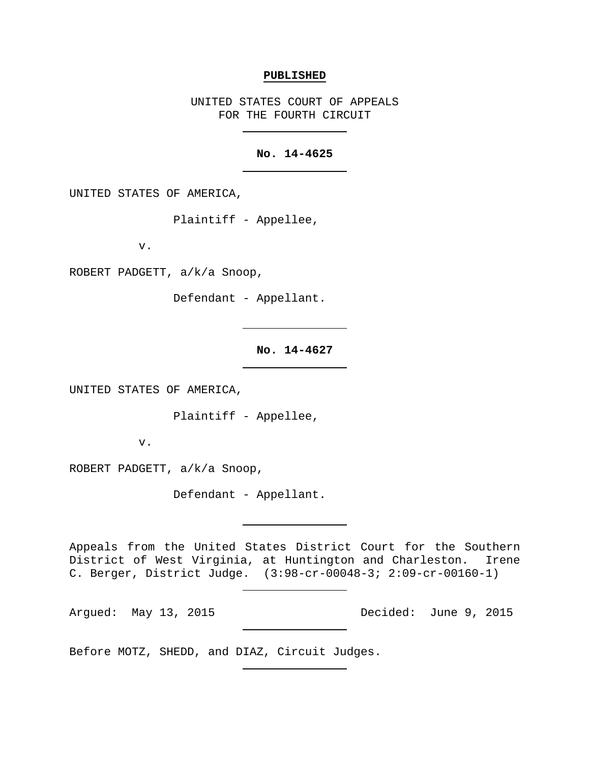**PUBLISHED**

UNITED STATES COURT OF APPEALS
FOR THE FOURTH CIRCUIT

---

**No. 14-4625**

---

UNITED STATES OF AMERICA,

Plaintiff - Appellee,

v.

ROBERT PADGETT, a/k/a Snoop,

Defendant - Appellant.

---

**No. 14-4627**

---

UNITED STATES OF AMERICA,

Plaintiff - Appellee,

v.

ROBERT PADGETT, a/k/a Snoop,

Defendant - Appellant.

---

Appeals from the United States District Court for the Southern District of West Virginia, at Huntington and Charleston. Irene C. Berger, District Judge. (3:98-cr-00048-3; 2:09-cr-00160-1)

---

Argued: May 13, 2015 Decided: June 9, 2015

---

Before MOTZ, SHEDD, and DIAZ, Circuit Judges.

---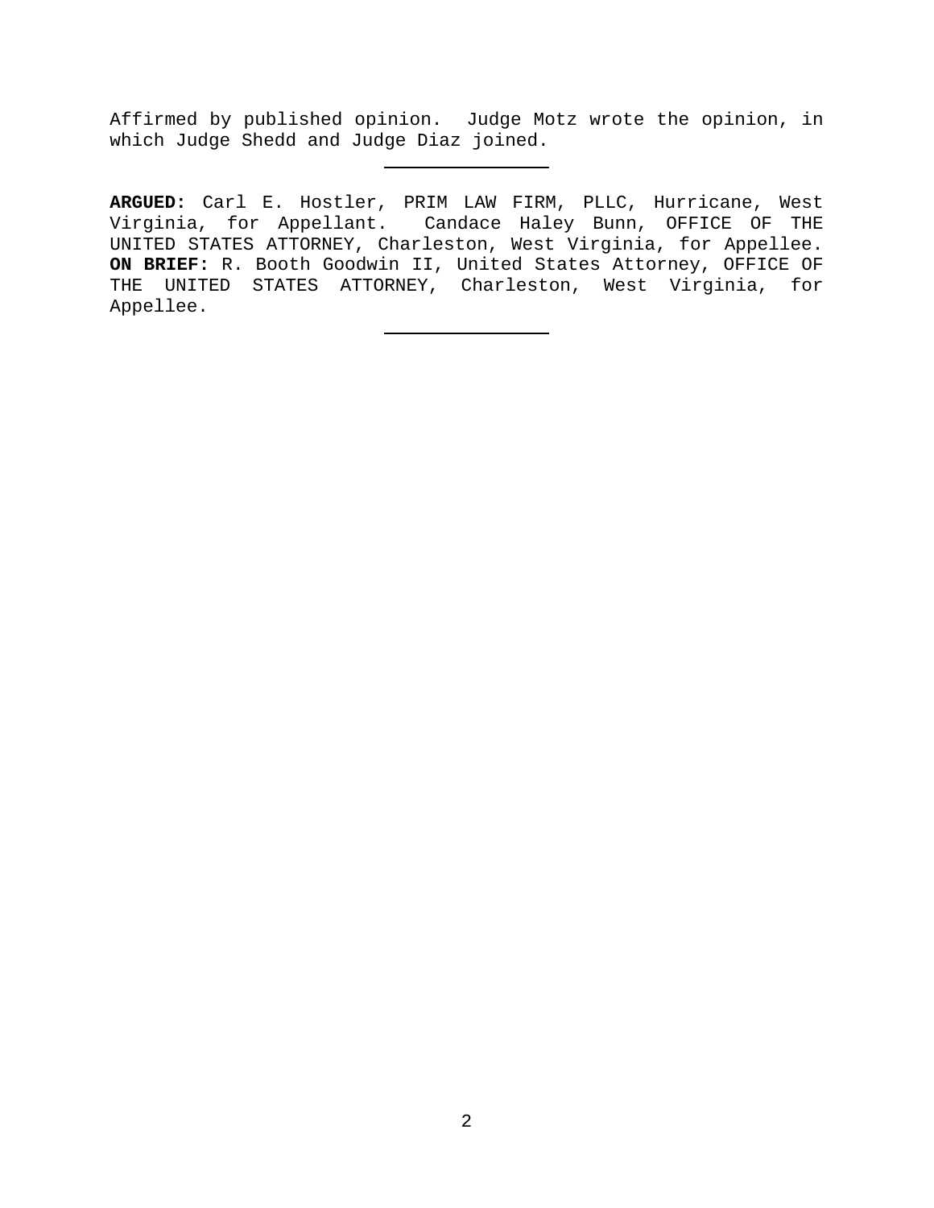Affirmed by published opinion. Judge Motz wrote the opinion, in which Judge Shedd and Judge Diaz joined.

---

**ARGUED:** Carl E. Hostler, PRIM LAW FIRM, PLLC, Hurricane, West Virginia, for Appellant. Candace Haley Bunn, OFFICE OF THE UNITED STATES ATTORNEY, Charleston, West Virginia, for Appellee. **ON BRIEF:** R. Booth Goodwin II, United States Attorney, OFFICE OF THE UNITED STATES ATTORNEY, Charleston, West Virginia, for Appellee.

---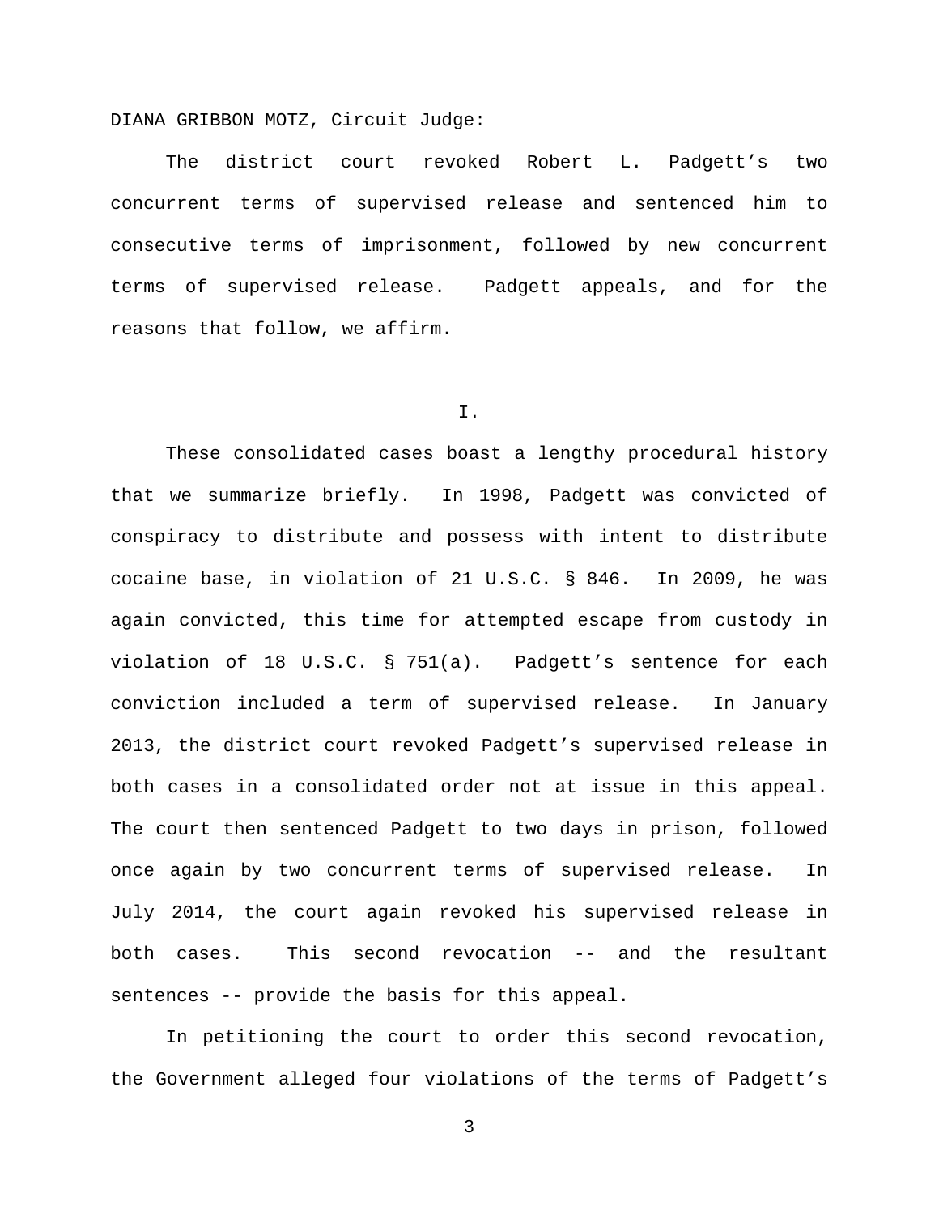DIANA GRIBBON MOTZ, Circuit Judge:

The district court revoked Robert L. Padgett's two concurrent terms of supervised release and sentenced him to consecutive terms of imprisonment, followed by new concurrent terms of supervised release. Padgett appeals, and for the reasons that follow, we affirm.

## I.

These consolidated cases boast a lengthy procedural history that we summarize briefly. In 1998, Padgett was convicted of conspiracy to distribute and possess with intent to distribute cocaine base, in violation of 21 U.S.C. § 846. In 2009, he was again convicted, this time for attempted escape from custody in violation of 18 U.S.C. § 751(a). Padgett's sentence for each conviction included a term of supervised release. In January 2013, the district court revoked Padgett's supervised release in both cases in a consolidated order not at issue in this appeal. The court then sentenced Padgett to two days in prison, followed once again by two concurrent terms of supervised release. In July 2014, the court again revoked his supervised release in both cases. This second revocation -- and the resultant sentences -- provide the basis for this appeal.

In petitioning the court to order this second revocation, the Government alleged four violations of the terms of Padgett's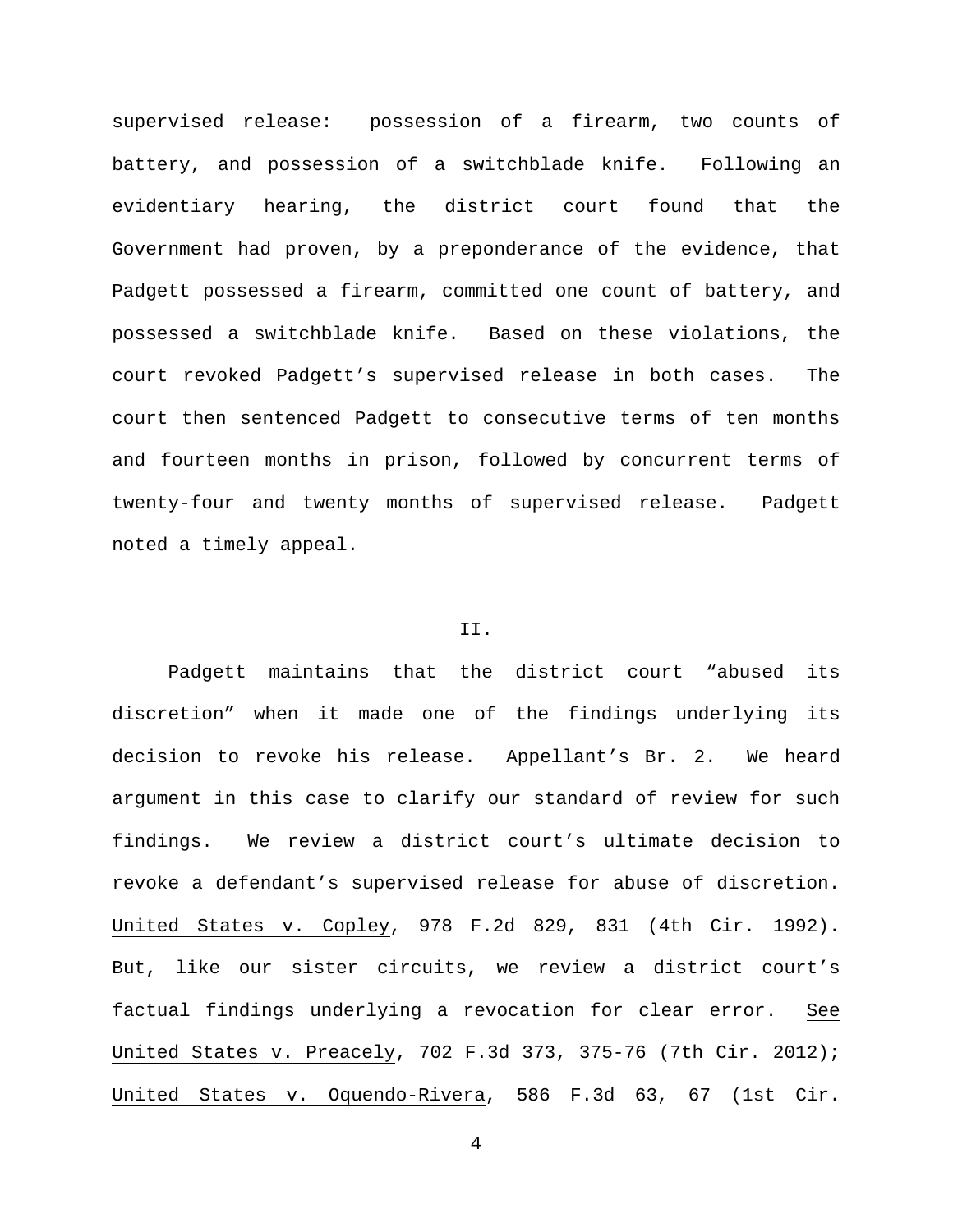supervised release: possession of a firearm, two counts of battery, and possession of a switchblade knife. Following an evidentiary hearing, the district court found that the Government had proven, by a preponderance of the evidence, that Padgett possessed a firearm, committed one count of battery, and possessed a switchblade knife. Based on these violations, the court revoked Padgett's supervised release in both cases. The court then sentenced Padgett to consecutive terms of ten months and fourteen months in prison, followed by concurrent terms of twenty-four and twenty months of supervised release. Padgett noted a timely appeal.

## II.

Padgett maintains that the district court "abused its discretion" when it made one of the findings underlying its decision to revoke his release. Appellant's Br. 2. We heard argument in this case to clarify our standard of review for such findings. We review a district court's ultimate decision to revoke a defendant's supervised release for abuse of discretion. United States v. Copley, 978 F.2d 829, 831 (4th Cir. 1992). But, like our sister circuits, we review a district court's factual findings underlying a revocation for clear error. See United States v. Preacely, 702 F.3d 373, 375-76 (7th Cir. 2012); United States v. Oquendo-Rivera, 586 F.3d 63, 67 (1st Cir.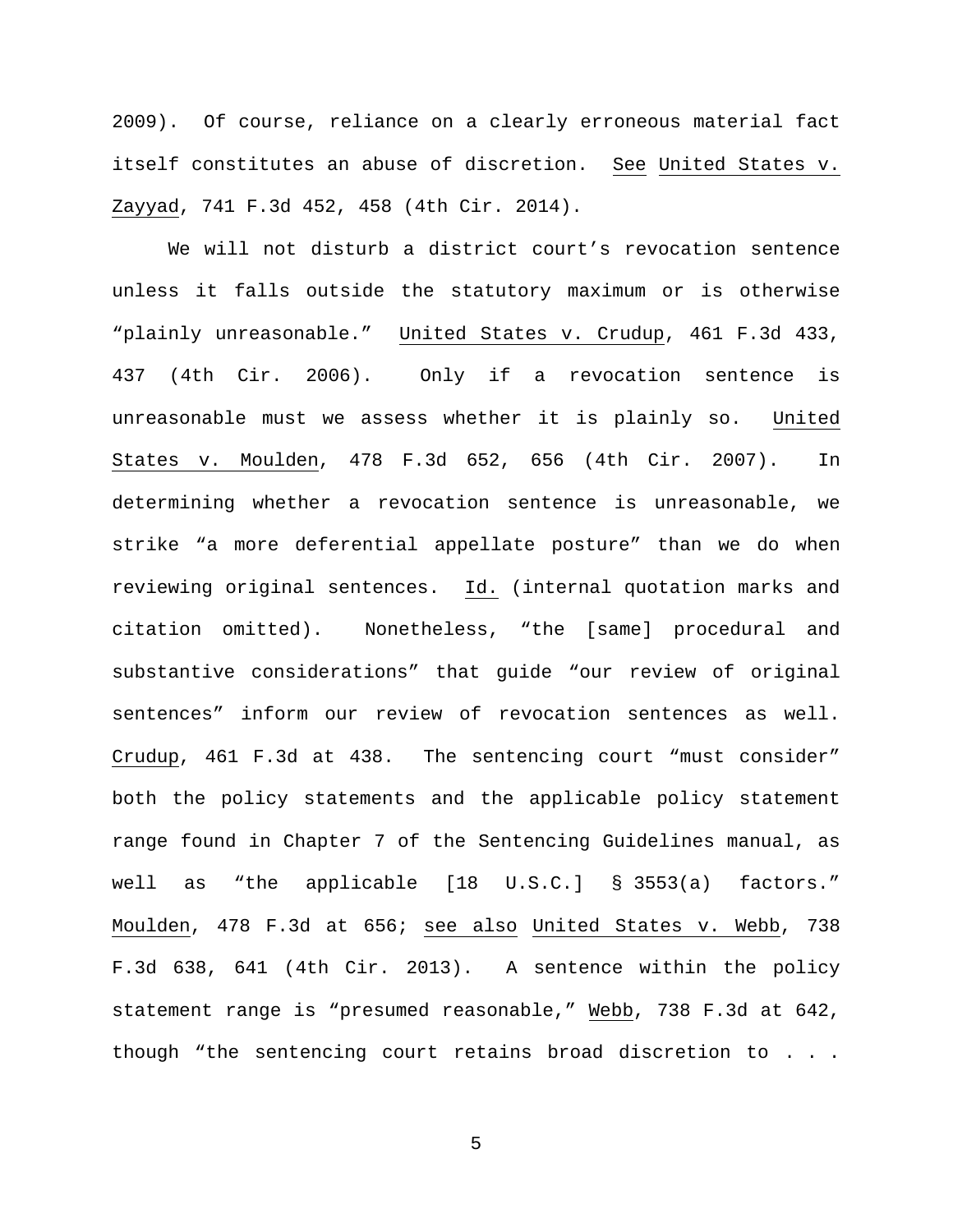2009). Of course, reliance on a clearly erroneous material fact itself constitutes an abuse of discretion. See United States v. Zayyad, 741 F.3d 452, 458 (4th Cir. 2014).

We will not disturb a district court's revocation sentence unless it falls outside the statutory maximum or is otherwise "plainly unreasonable." United States v. Crudup, 461 F.3d 433, 437 (4th Cir. 2006). Only if a revocation sentence is unreasonable must we assess whether it is plainly so. United States v. Moulden, 478 F.3d 652, 656 (4th Cir. 2007). In determining whether a revocation sentence is unreasonable, we strike "a more deferential appellate posture" than we do when reviewing original sentences. Id. (internal quotation marks and citation omitted). Nonetheless, "the [same] procedural and substantive considerations" that guide "our review of original sentences" inform our review of revocation sentences as well. Crudup, 461 F.3d at 438. The sentencing court "must consider" both the policy statements and the applicable policy statement range found in Chapter 7 of the Sentencing Guidelines manual, as well as "the applicable [18 U.S.C.] § 3553(a) factors." Moulden, 478 F.3d at 656; see also United States v. Webb, 738 F.3d 638, 641 (4th Cir. 2013). A sentence within the policy statement range is "presumed reasonable," Webb, 738 F.3d at 642, though "the sentencing court retains broad discretion to . . .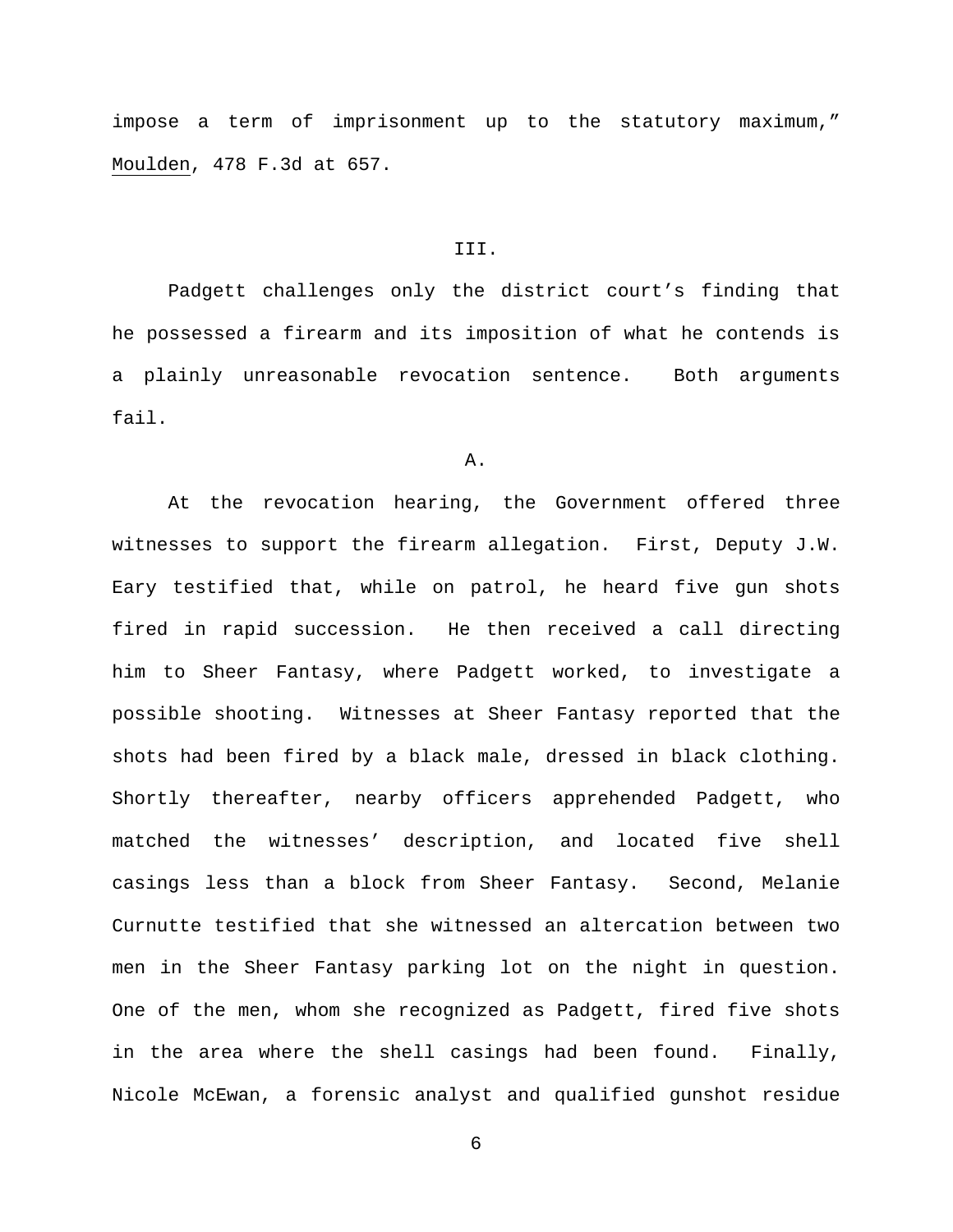impose a term of imprisonment up to the statutory maximum," Moulden, 478 F.3d at 657.

III.

Padgett challenges only the district court's finding that he possessed a firearm and its imposition of what he contends is a plainly unreasonable revocation sentence. Both arguments fail.

A.

At the revocation hearing, the Government offered three witnesses to support the firearm allegation. First, Deputy J.W. Eary testified that, while on patrol, he heard five gun shots fired in rapid succession. He then received a call directing him to Sheer Fantasy, where Padgett worked, to investigate a possible shooting. Witnesses at Sheer Fantasy reported that the shots had been fired by a black male, dressed in black clothing. Shortly thereafter, nearby officers apprehended Padgett, who matched the witnesses' description, and located five shell casings less than a block from Sheer Fantasy. Second, Melanie Curnutte testified that she witnessed an altercation between two men in the Sheer Fantasy parking lot on the night in question. One of the men, whom she recognized as Padgett, fired five shots in the area where the shell casings had been found. Finally, Nicole McEwan, a forensic analyst and qualified gunshot residue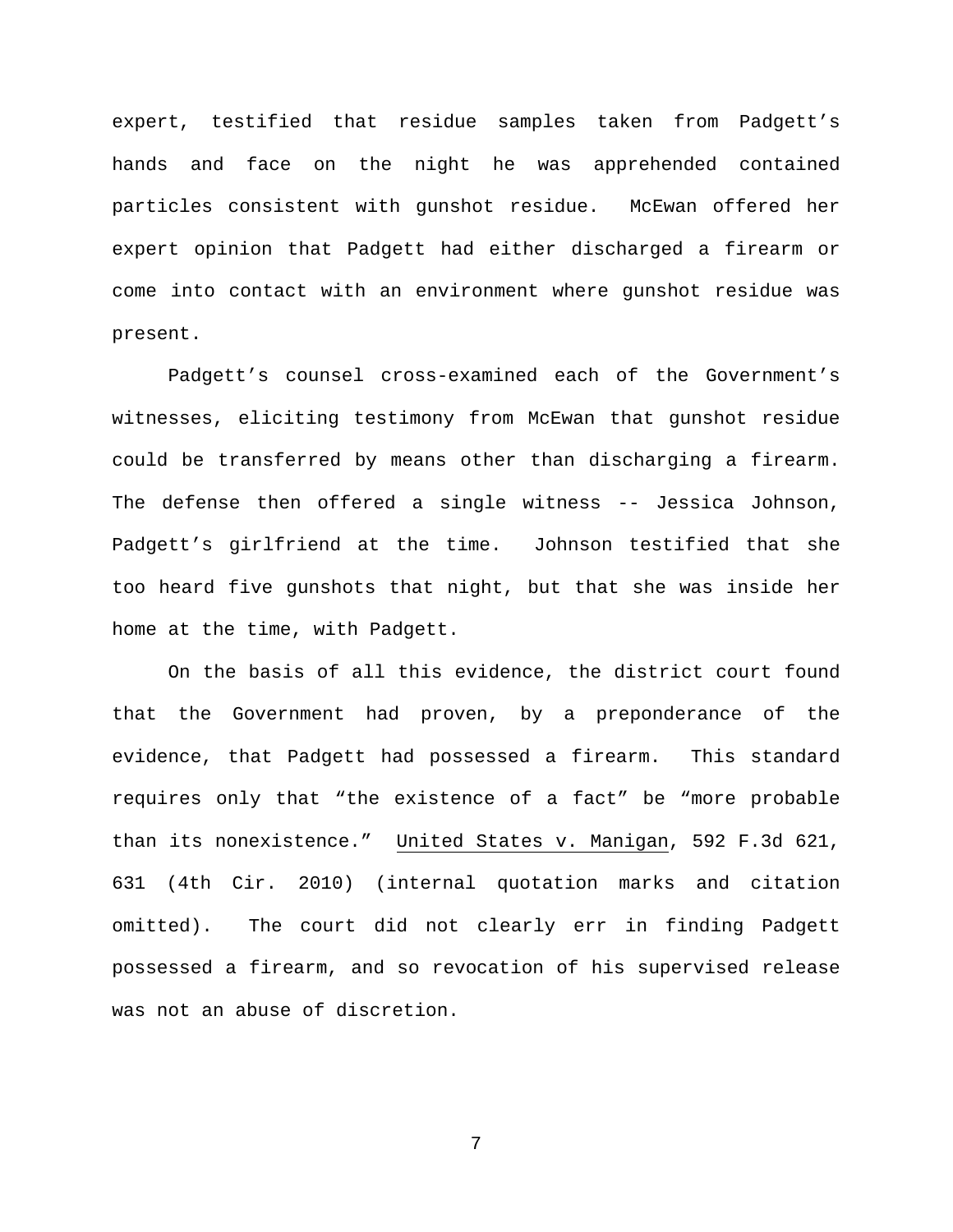expert, testified that residue samples taken from Padgett's hands and face on the night he was apprehended contained particles consistent with gunshot residue. McEwan offered her expert opinion that Padgett had either discharged a firearm or come into contact with an environment where gunshot residue was present.

Padgett's counsel cross-examined each of the Government's witnesses, eliciting testimony from McEwan that gunshot residue could be transferred by means other than discharging a firearm. The defense then offered a single witness -- Jessica Johnson, Padgett's girlfriend at the time. Johnson testified that she too heard five gunshots that night, but that she was inside her home at the time, with Padgett.

On the basis of all this evidence, the district court found that the Government had proven, by a preponderance of the evidence, that Padgett had possessed a firearm. This standard requires only that "the existence of a fact" be "more probable than its nonexistence." United States v. Manigan, 592 F.3d 621, 631 (4th Cir. 2010) (internal quotation marks and citation omitted). The court did not clearly err in finding Padgett possessed a firearm, and so revocation of his supervised release was not an abuse of discretion.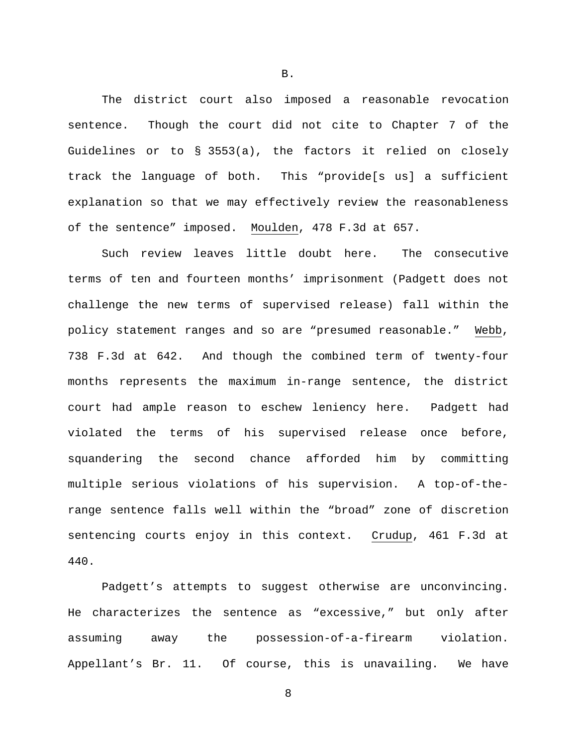B.

The district court also imposed a reasonable revocation sentence. Though the court did not cite to Chapter 7 of the Guidelines or to § 3553(a), the factors it relied on closely track the language of both. This "provide[s us] a sufficient explanation so that we may effectively review the reasonableness of the sentence" imposed. Moulden, 478 F.3d at 657.

Such review leaves little doubt here. The consecutive terms of ten and fourteen months' imprisonment (Padgett does not challenge the new terms of supervised release) fall within the policy statement ranges and so are "presumed reasonable." Webb, 738 F.3d at 642. And though the combined term of twenty-four months represents the maximum in-range sentence, the district court had ample reason to eschew leniency here. Padgett had violated the terms of his supervised release once before, squandering the second chance afforded him by committing multiple serious violations of his supervision. A top-of-the-range sentence falls well within the "broad" zone of discretion sentencing courts enjoy in this context. Crudup, 461 F.3d at 440.

Padgett's attempts to suggest otherwise are unconvincing. He characterizes the sentence as "excessive," but only after assuming away the possession-of-a-firearm violation. Appellant's Br. 11. Of course, this is unavailing. We have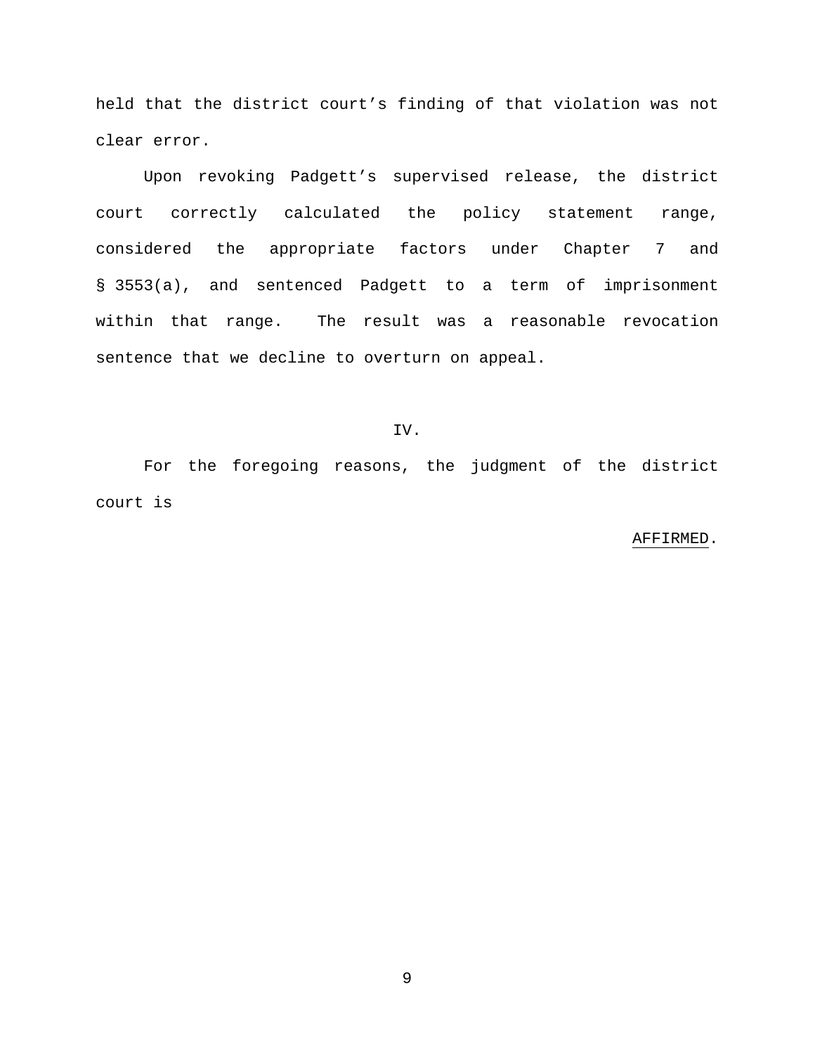held that the district court's finding of that violation was not clear error.

Upon revoking Padgett's supervised release, the district court correctly calculated the policy statement range, considered the appropriate factors under Chapter 7 and § 3553(a), and sentenced Padgett to a term of imprisonment within that range. The result was a reasonable revocation sentence that we decline to overturn on appeal.

## IV.

For the foregoing reasons, the judgment of the district court is

AFFIRMED.